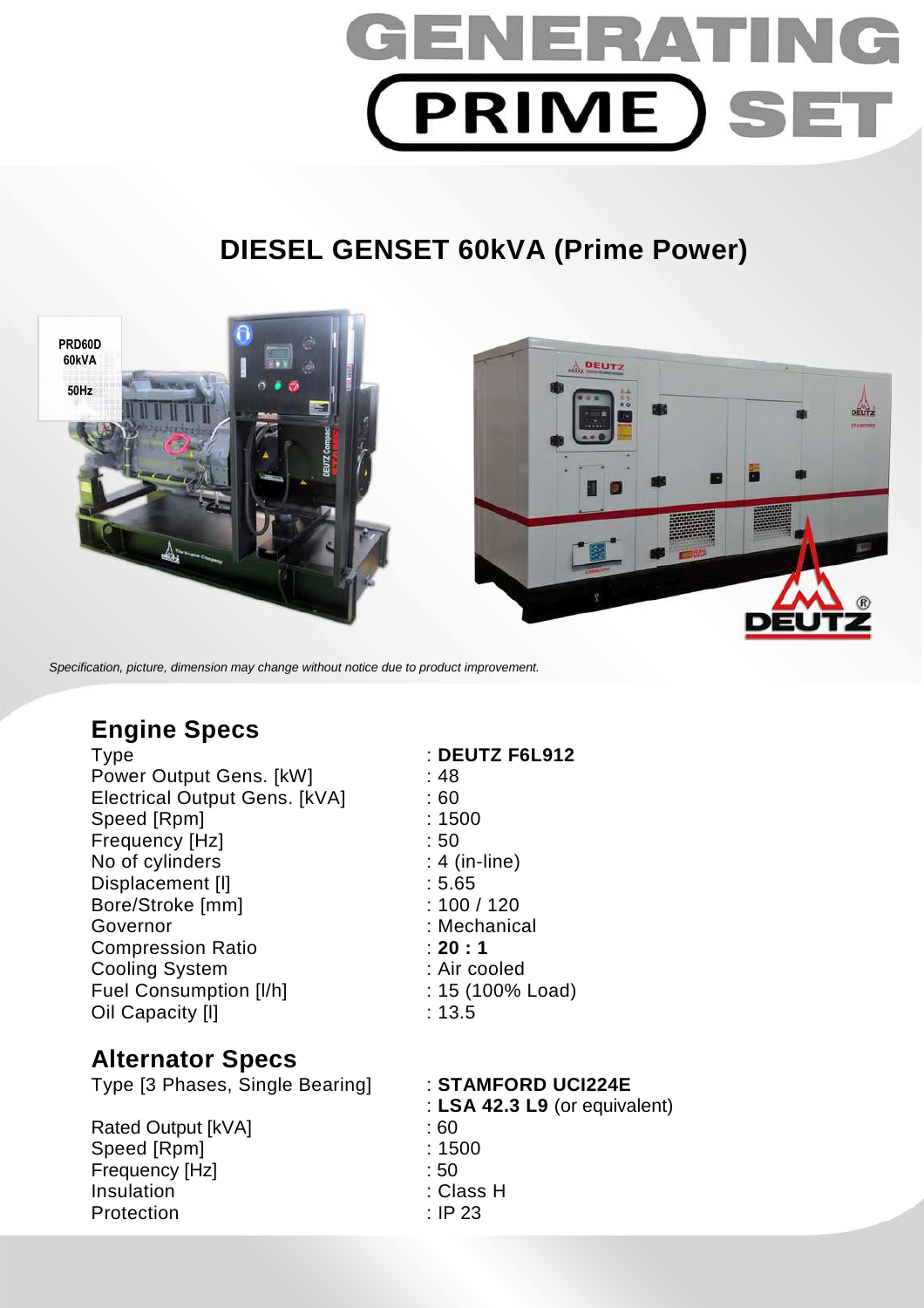# GENERATING PRIME SET

## DIESEL GENSET 60kVA (Prime Power)

*Specification, picture, dimension may change without notice due to product improvement.*

## Engine Specs

| | |
|---|---|
| Type | : **DEUTZ F6L912** |
| Power Output Gens. [kW] | : 48 |
| Electrical Output Gens. [kVA] | : 60 |
| Speed [Rpm] | : 1500 |
| Frequency [Hz] | : 50 |
| No of cylinders | : 4 (in-line) |
| Displacement [l] | : 5.65 |
| Bore/Stroke [mm] | : 100 / 120 |
| Governor | : Mechanical |
| Compression Ratio | : **20 : 1** |
| Cooling System | : Air cooled |
| Fuel Consumption [l/h] | : 15 (100% Load) |
| Oil Capacity [l] | : 13.5 |

## Alternator Specs

| | |
|---|---|
| Type [3 Phases, Single Bearing] | : **STAMFORD UCI224E**<br>: **LSA 42.3 L9** (or equivalent) |
| Rated Output [kVA] | : 60 |
| Speed [Rpm] | : 1500 |
| Frequency [Hz] | : 50 |
| Insulation | : Class H |
| Protection | : IP 23 |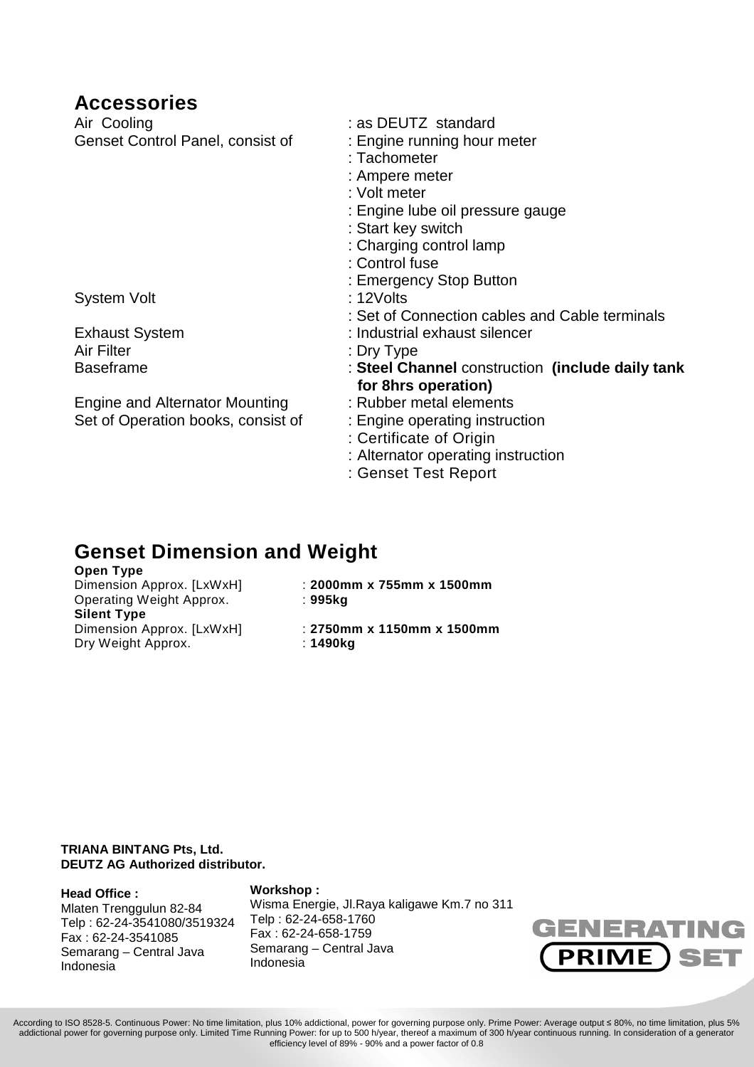## Accessories

| | |
|---|---|
| Air Cooling | : as DEUTZ standard |
| Genset Control Panel, consist of | : Engine running hour meter |
| | : Tachometer |
| | : Ampere meter |
| | : Volt meter |
| | : Engine lube oil pressure gauge |
| | : Start key switch |
| | : Charging control lamp |
| | : Control fuse |
| | : Emergency Stop Button |
| System Volt | : 12Volts |
| | : Set of Connection cables and Cable terminals |
| Exhaust System | : Industrial exhaust silencer |
| Air Filter | : Dry Type |
| Baseframe | : **Steel Channel** construction **(include daily tank for 8hrs operation)** |
| Engine and Alternator Mounting | : Rubber metal elements |
| Set of Operation books, consist of | : Engine operating instruction |
| | : Certificate of Origin |
| | : Alternator operating instruction |
| | : Genset Test Report |

## Genset Dimension and Weight

**Open Type**

| | |
|---|---|
| Dimension Approx. [LxWxH] | : **2000mm x 755mm x 1500mm** |
| Operating Weight Approx. | : **995kg** |

**Silent Type**

| | |
|---|---|
| Dimension Approx. [LxWxH] | : **2750mm x 1150mm x 1500mm** |
| Dry Weight Approx. | : **1490kg** |

**TRIANA BINTANG Pts, Ltd.**
**DEUTZ AG Authorized distributor.**

**Head Office :**
Mlaten Trenggulun 82-84
Telp : 62-24-3541080/3519324
Fax : 62-24-3541085
Semarang – Central Java
Indonesia

**Workshop :**
Wisma Energie, Jl.Raya kaligawe Km.7 no 311
Telp : 62-24-658-1760
Fax : 62-24-658-1759
Semarang – Central Java
Indonesia

GENERATING PRIME SET

According to ISO 8528-5. Continuous Power: No time limitation, plus 10% addictional, power for governing purpose only. Prime Power: Average output ≤ 80%, no time limitation, plus 5% addictional power for governing purpose only. Limited Time Running Power: for up to 500 h/year, thereof a maximum of 300 h/year continuous running. In consideration of a generator efficiency level of 89% - 90% and a power factor of 0.8